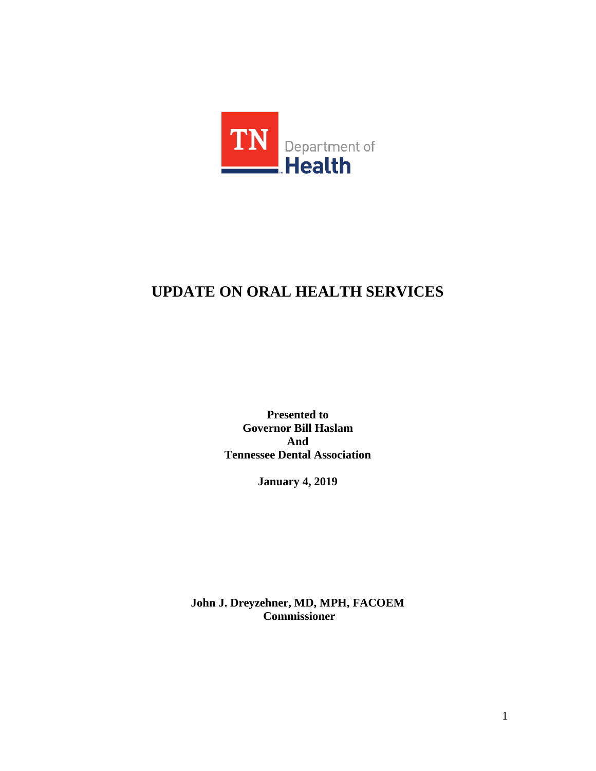TN Department of Health

# UPDATE ON ORAL HEALTH SERVICES

**Presented to**
**Governor Bill Haslam**
**And**
**Tennessee Dental Association**

**January 4, 2019**

**John J. Dreyzehner, MD, MPH, FACOEM**
**Commissioner**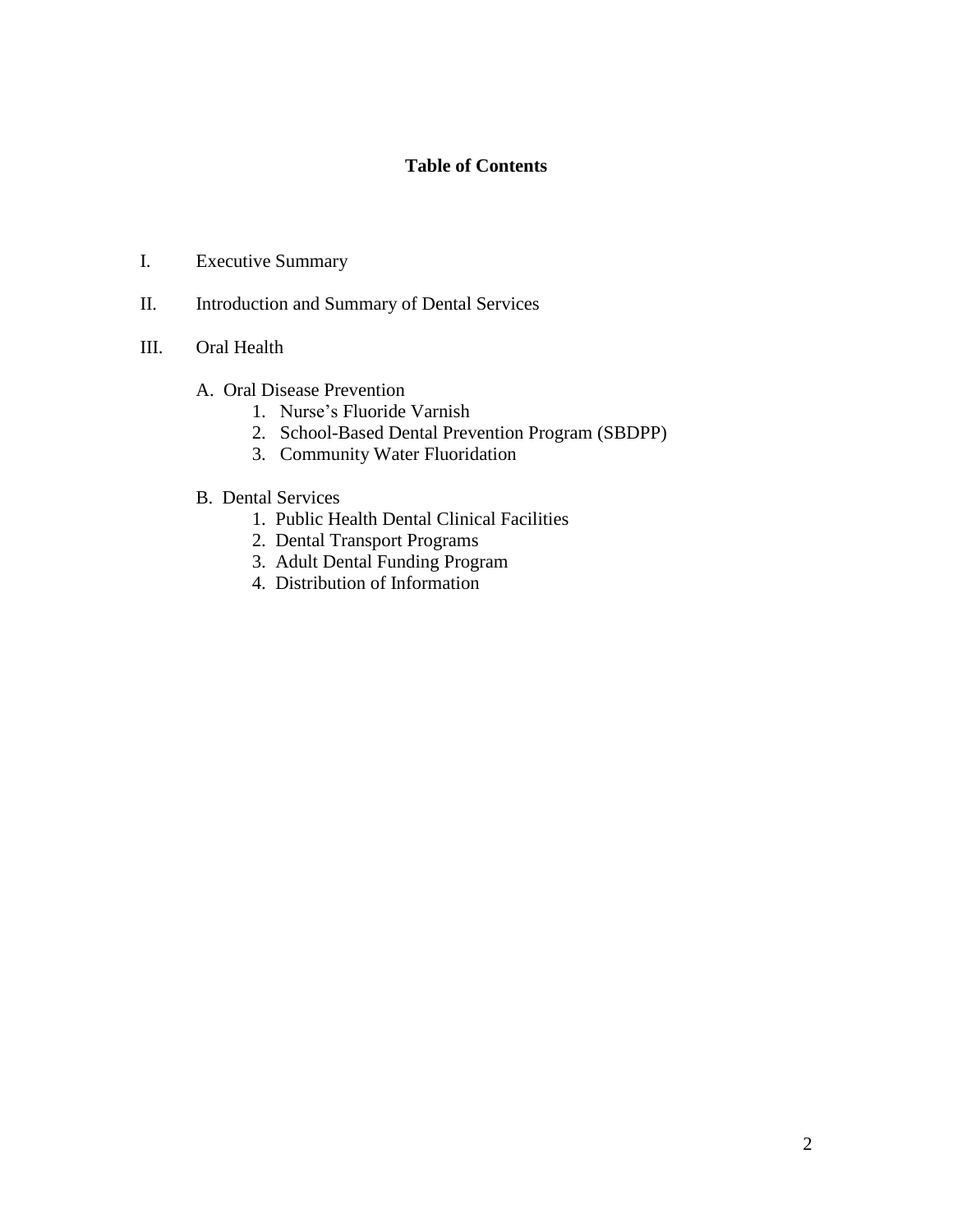## Table of Contents

I. Executive Summary

II. Introduction and Summary of Dental Services

III. Oral Health

   A. Oral Disease Prevention
      1. Nurse's Fluoride Varnish
      2. School-Based Dental Prevention Program (SBDPP)
      3. Community Water Fluoridation

   B. Dental Services
      1. Public Health Dental Clinical Facilities
      2. Dental Transport Programs
      3. Adult Dental Funding Program
      4. Distribution of Information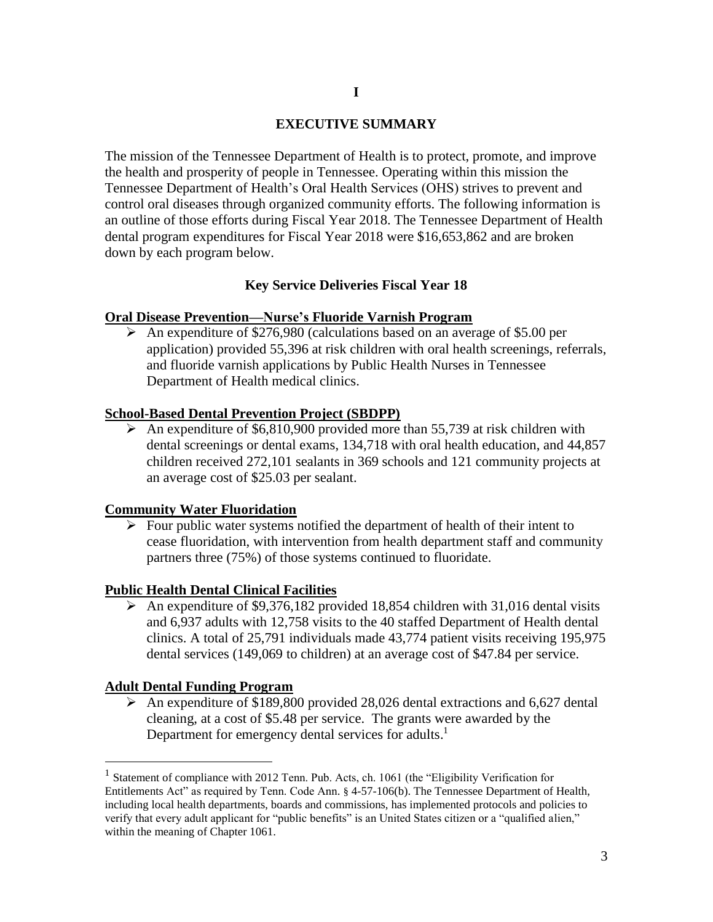# I

## EXECUTIVE SUMMARY

The mission of the Tennessee Department of Health is to protect, promote, and improve the health and prosperity of people in Tennessee. Operating within this mission the Tennessee Department of Health's Oral Health Services (OHS) strives to prevent and control oral diseases through organized community efforts. The following information is an outline of those efforts during Fiscal Year 2018. The Tennessee Department of Health dental program expenditures for Fiscal Year 2018 were $16,653,862 and are broken down by each program below.

### Key Service Deliveries Fiscal Year 18

**Oral Disease Prevention—Nurse's Fluoride Varnish Program**

- An expenditure of $276,980 (calculations based on an average of $5.00 per application) provided 55,396 at risk children with oral health screenings, referrals, and fluoride varnish applications by Public Health Nurses in Tennessee Department of Health medical clinics.

**School-Based Dental Prevention Project (SBDPP)**

- An expenditure of $6,810,900 provided more than 55,739 at risk children with dental screenings or dental exams, 134,718 with oral health education, and 44,857 children received 272,101 sealants in 369 schools and 121 community projects at an average cost of $25.03 per sealant.

**Community Water Fluoridation**

- Four public water systems notified the department of health of their intent to cease fluoridation, with intervention from health department staff and community partners three (75%) of those systems continued to fluoridate.

**Public Health Dental Clinical Facilities**

- An expenditure of $9,376,182 provided 18,854 children with 31,016 dental visits and 6,937 adults with 12,758 visits to the 40 staffed Department of Health dental clinics. A total of 25,791 individuals made 43,774 patient visits receiving 195,975 dental services (149,069 to children) at an average cost of $47.84 per service.

**Adult Dental Funding Program**

- An expenditure of $189,800 provided 28,026 dental extractions and 6,627 dental cleaning, at a cost of $5.48 per service. The grants were awarded by the Department for emergency dental services for adults.[1]

---

[1] Statement of compliance with 2012 Tenn. Pub. Acts, ch. 1061 (the "Eligibility Verification for Entitlements Act" as required by Tenn. Code Ann. § 4-57-106(b). The Tennessee Department of Health, including local health departments, boards and commissions, has implemented protocols and policies to verify that every adult applicant for "public benefits" is an United States citizen or a "qualified alien," within the meaning of Chapter 1061.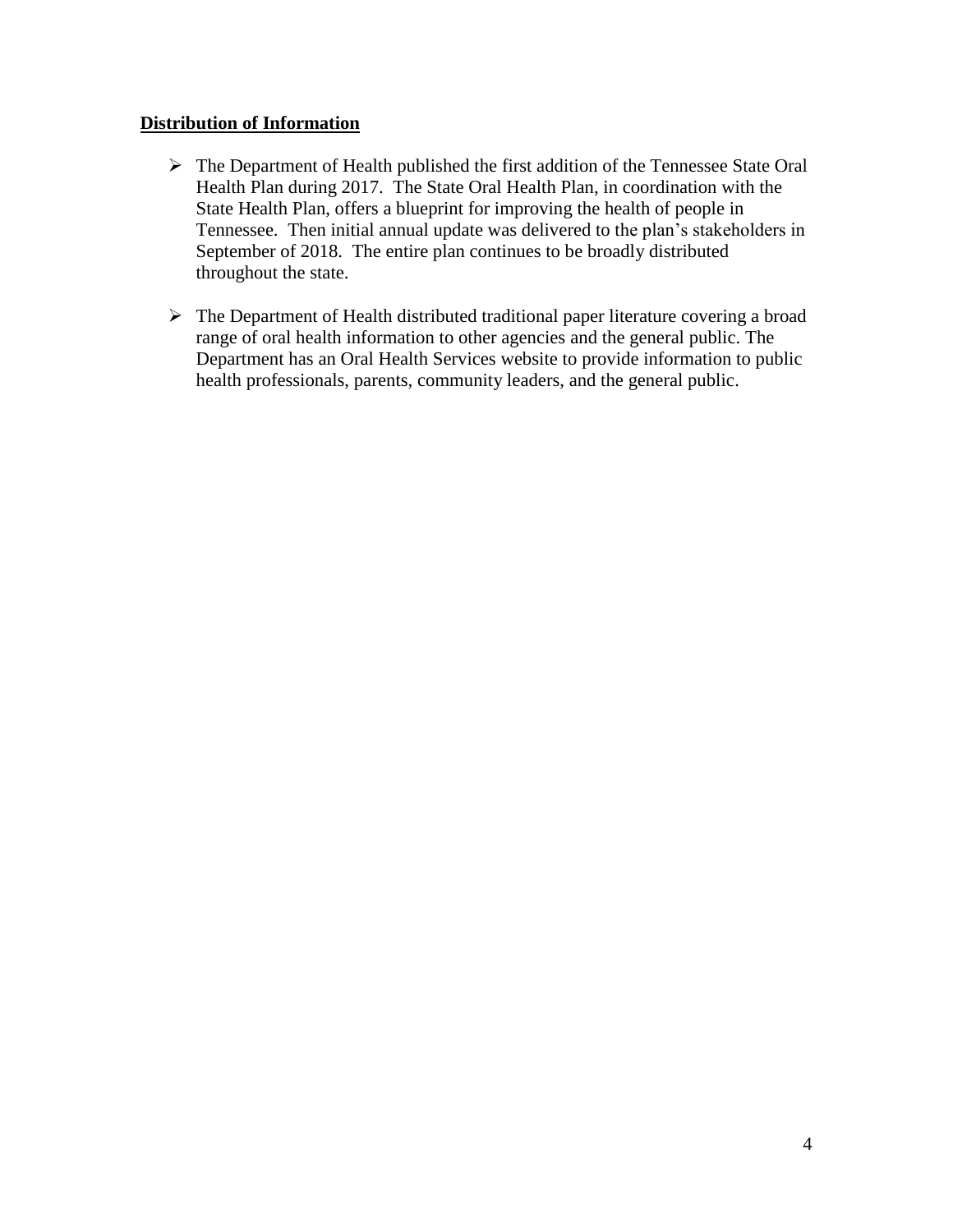**Distribution of Information**

- The Department of Health published the first addition of the Tennessee State Oral Health Plan during 2017. The State Oral Health Plan, in coordination with the State Health Plan, offers a blueprint for improving the health of people in Tennessee. Then initial annual update was delivered to the plan's stakeholders in September of 2018. The entire plan continues to be broadly distributed throughout the state.

- The Department of Health distributed traditional paper literature covering a broad range of oral health information to other agencies and the general public. The Department has an Oral Health Services website to provide information to public health professionals, parents, community leaders, and the general public.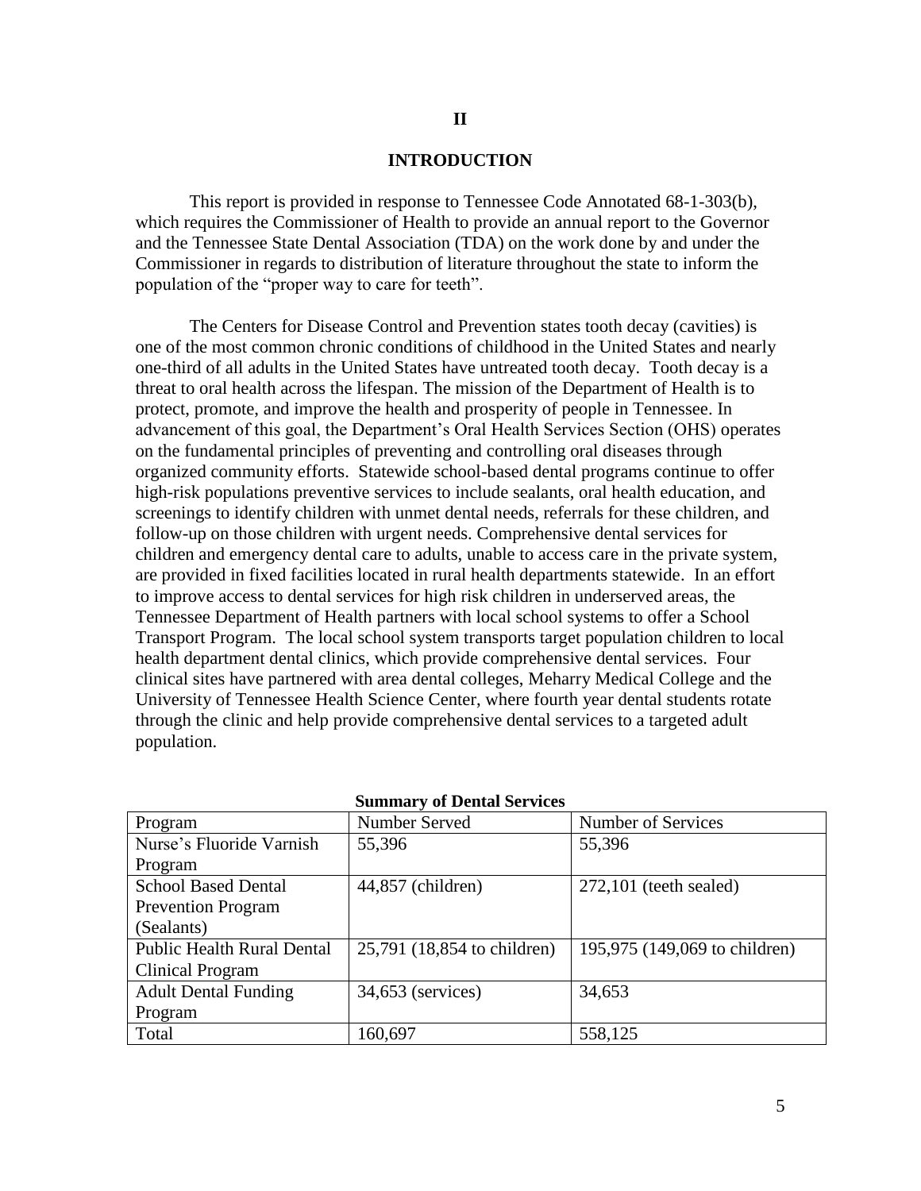# II

## INTRODUCTION

This report is provided in response to Tennessee Code Annotated 68-1-303(b), which requires the Commissioner of Health to provide an annual report to the Governor and the Tennessee State Dental Association (TDA) on the work done by and under the Commissioner in regards to distribution of literature throughout the state to inform the population of the "proper way to care for teeth".

The Centers for Disease Control and Prevention states tooth decay (cavities) is one of the most common chronic conditions of childhood in the United States and nearly one-third of all adults in the United States have untreated tooth decay. Tooth decay is a threat to oral health across the lifespan. The mission of the Department of Health is to protect, promote, and improve the health and prosperity of people in Tennessee. In advancement of this goal, the Department's Oral Health Services Section (OHS) operates on the fundamental principles of preventing and controlling oral diseases through organized community efforts. Statewide school-based dental programs continue to offer high-risk populations preventive services to include sealants, oral health education, and screenings to identify children with unmet dental needs, referrals for these children, and follow-up on those children with urgent needs. Comprehensive dental services for children and emergency dental care to adults, unable to access care in the private system, are provided in fixed facilities located in rural health departments statewide. In an effort to improve access to dental services for high risk children in underserved areas, the Tennessee Department of Health partners with local school systems to offer a School Transport Program. The local school system transports target population children to local health department dental clinics, which provide comprehensive dental services. Four clinical sites have partnered with area dental colleges, Meharry Medical College and the University of Tennessee Health Science Center, where fourth year dental students rotate through the clinic and help provide comprehensive dental services to a targeted adult population.

**Summary of Dental Services**

| Program | Number Served | Number of Services |
| --- | --- | --- |
| Nurse's Fluoride Varnish Program | 55,396 | 55,396 |
| School Based Dental Prevention Program (Sealants) | 44,857 (children) | 272,101 (teeth sealed) |
| Public Health Rural Dental Clinical Program | 25,791 (18,854 to children) | 195,975 (149,069 to children) |
| Adult Dental Funding Program | 34,653 (services) | 34,653 |
| Total | 160,697 | 558,125 |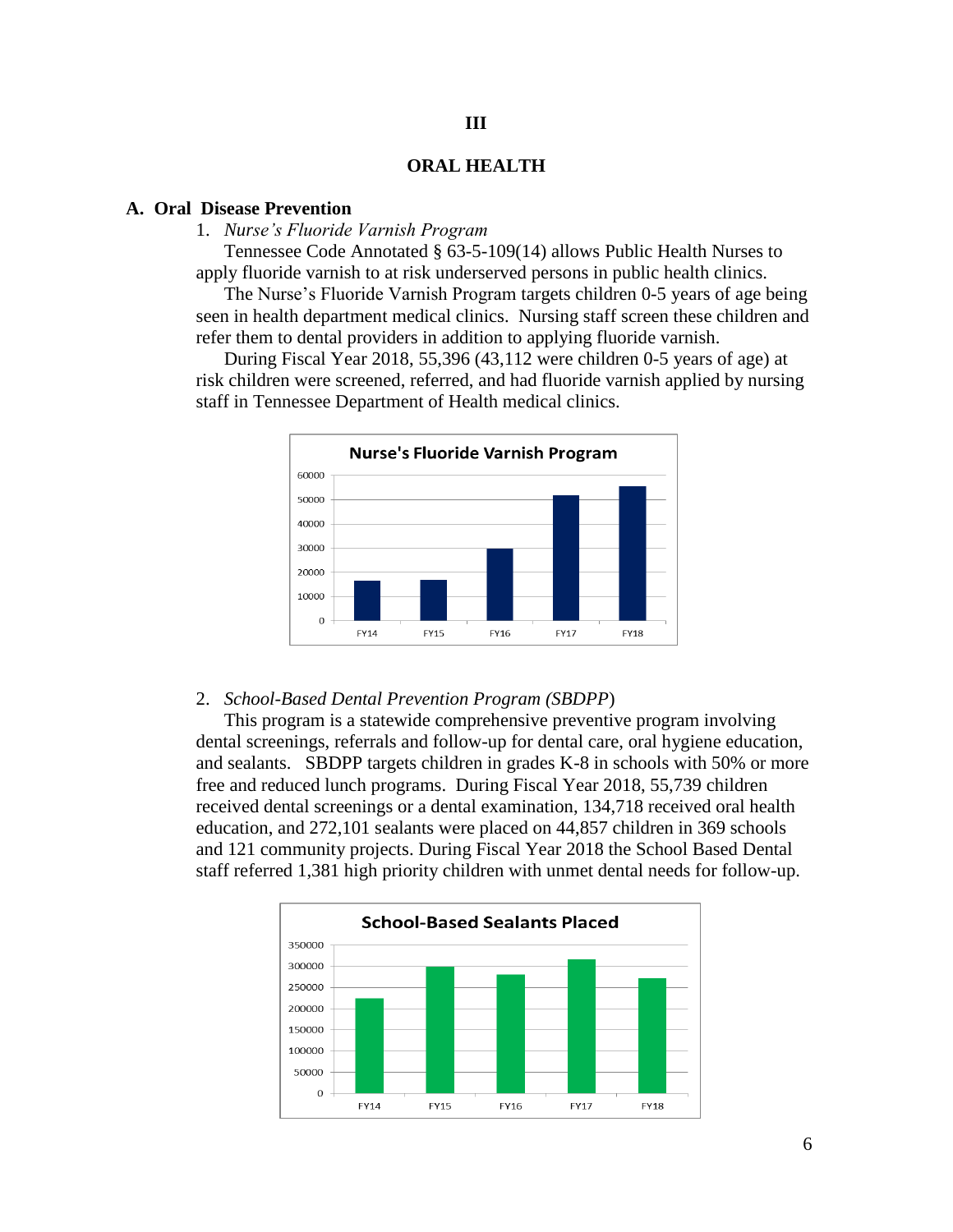# III

# ORAL HEALTH

## A. Oral Disease Prevention

1. *Nurse's Fluoride Varnish Program*

Tennessee Code Annotated § 63-5-109(14) allows Public Health Nurses to apply fluoride varnish to at risk underserved persons in public health clinics.

The Nurse's Fluoride Varnish Program targets children 0-5 years of age being seen in health department medical clinics. Nursing staff screen these children and refer them to dental providers in addition to applying fluoride varnish.

During Fiscal Year 2018, 55,396 (43,112 were children 0-5 years of age) at risk children were screened, referred, and had fluoride varnish applied by nursing staff in Tennessee Department of Health medical clinics.

**Nurse's Fluoride Varnish Program**

2. *School-Based Dental Prevention Program (SBDPP)*

This program is a statewide comprehensive preventive program involving dental screenings, referrals and follow-up for dental care, oral hygiene education, and sealants. SBDPP targets children in grades K-8 in schools with 50% or more free and reduced lunch programs. During Fiscal Year 2018, 55,739 children received dental screenings or a dental examination, 134,718 received oral health education, and 272,101 sealants were placed on 44,857 children in 369 schools and 121 community projects. During Fiscal Year 2018 the School Based Dental staff referred 1,381 high priority children with unmet dental needs for follow-up.

**School-Based Sealants Placed**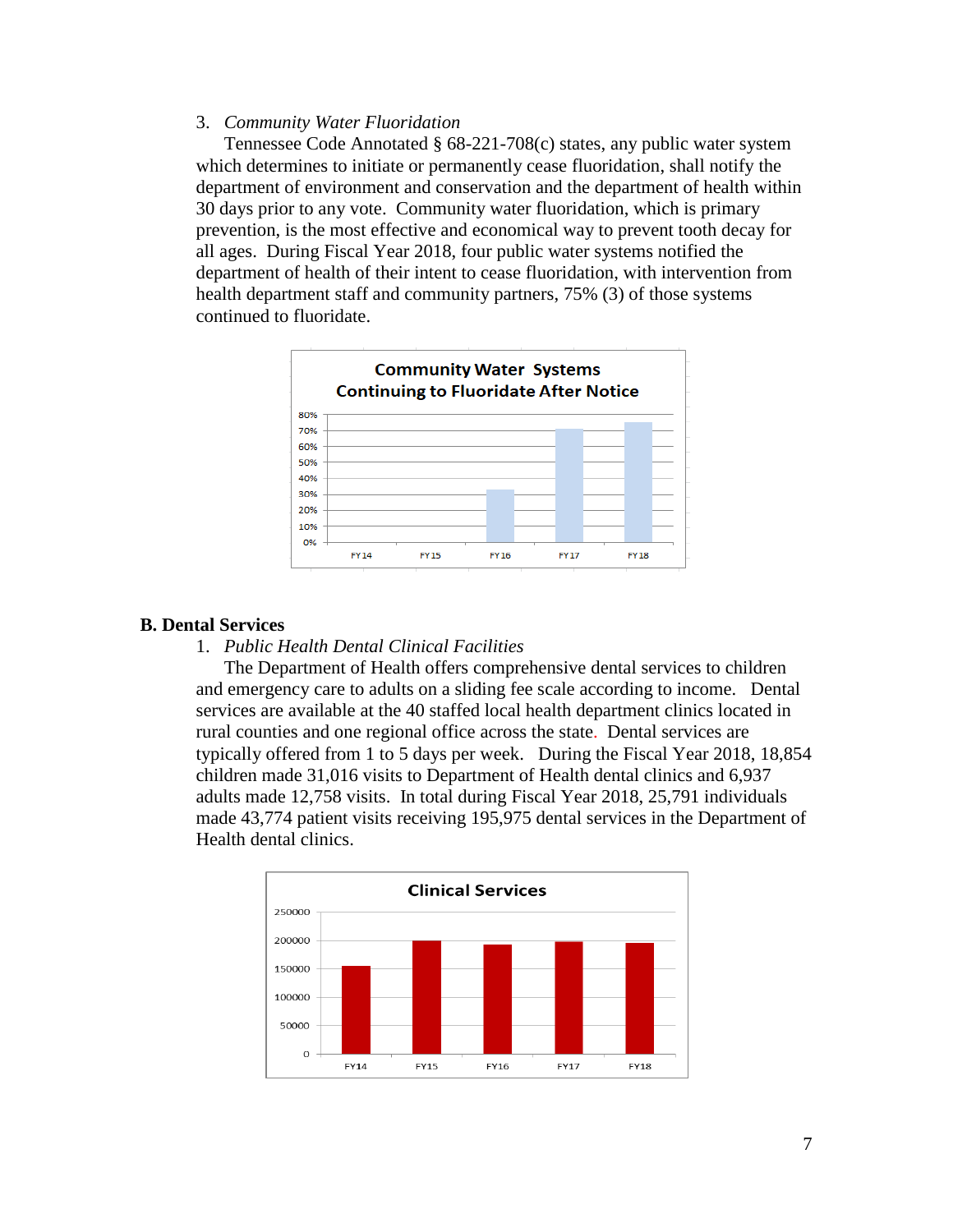3. *Community Water Fluoridation*

Tennessee Code Annotated § 68-221-708(c) states, any public water system which determines to initiate or permanently cease fluoridation, shall notify the department of environment and conservation and the department of health within 30 days prior to any vote. Community water fluoridation, which is primary prevention, is the most effective and economical way to prevent tooth decay for all ages. During Fiscal Year 2018, four public water systems notified the department of health of their intent to cease fluoridation, with intervention from health department staff and community partners, 75% (3) of those systems continued to fluoridate.

**Community Water Systems Continuing to Fluoridate After Notice**

## B. Dental Services

1. *Public Health Dental Clinical Facilities*

The Department of Health offers comprehensive dental services to children and emergency care to adults on a sliding fee scale according to income. Dental services are available at the 40 staffed local health department clinics located in rural counties and one regional office across the state. Dental services are typically offered from 1 to 5 days per week. During the Fiscal Year 2018, 18,854 children made 31,016 visits to Department of Health dental clinics and 6,937 adults made 12,758 visits. In total during Fiscal Year 2018, 25,791 individuals made 43,774 patient visits receiving 195,975 dental services in the Department of Health dental clinics.

**Clinical Services**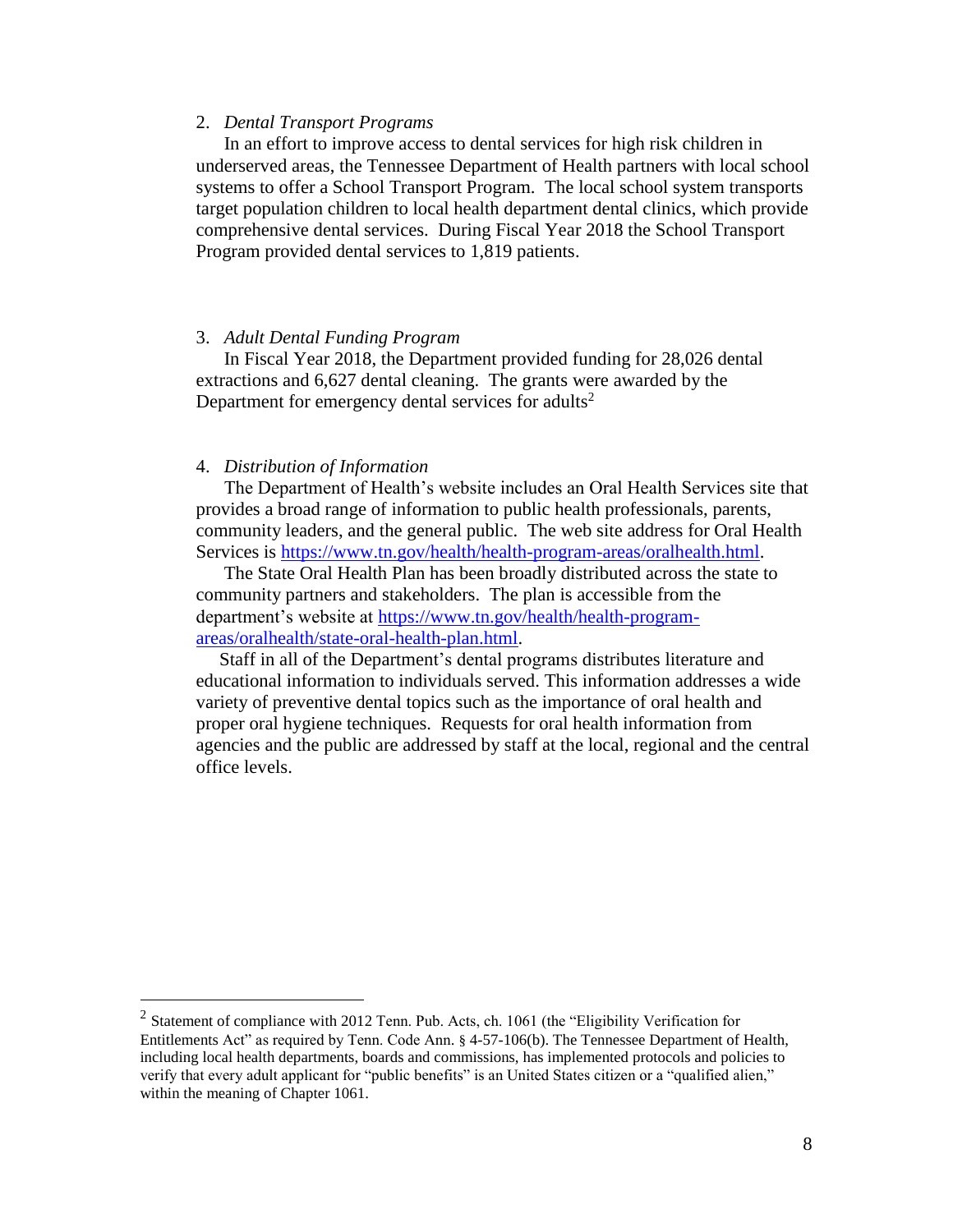2. *Dental Transport Programs*

In an effort to improve access to dental services for high risk children in underserved areas, the Tennessee Department of Health partners with local school systems to offer a School Transport Program. The local school system transports target population children to local health department dental clinics, which provide comprehensive dental services. During Fiscal Year 2018 the School Transport Program provided dental services to 1,819 patients.

3. *Adult Dental Funding Program*

In Fiscal Year 2018, the Department provided funding for 28,026 dental extractions and 6,627 dental cleaning. The grants were awarded by the Department for emergency dental services for adults[2]

4. *Distribution of Information*

The Department of Health's website includes an Oral Health Services site that provides a broad range of information to public health professionals, parents, community leaders, and the general public. The web site address for Oral Health Services is [https://www.tn.gov/health/health-program-areas/oralhealth.html](https://www.tn.gov/health/health-program-areas/oralhealth.html).

The State Oral Health Plan has been broadly distributed across the state to community partners and stakeholders. The plan is accessible from the department's website at [https://www.tn.gov/health/health-program-areas/oralhealth/state-oral-health-plan.html](https://www.tn.gov/health/health-program-areas/oralhealth/state-oral-health-plan.html).

Staff in all of the Department's dental programs distributes literature and educational information to individuals served. This information addresses a wide variety of preventive dental topics such as the importance of oral health and proper oral hygiene techniques. Requests for oral health information from agencies and the public are addressed by staff at the local, regional and the central office levels.

---

[2] Statement of compliance with 2012 Tenn. Pub. Acts, ch. 1061 (the "Eligibility Verification for Entitlements Act" as required by Tenn. Code Ann. § 4-57-106(b). The Tennessee Department of Health, including local health departments, boards and commissions, has implemented protocols and policies to verify that every adult applicant for "public benefits" is an United States citizen or a "qualified alien," within the meaning of Chapter 1061.